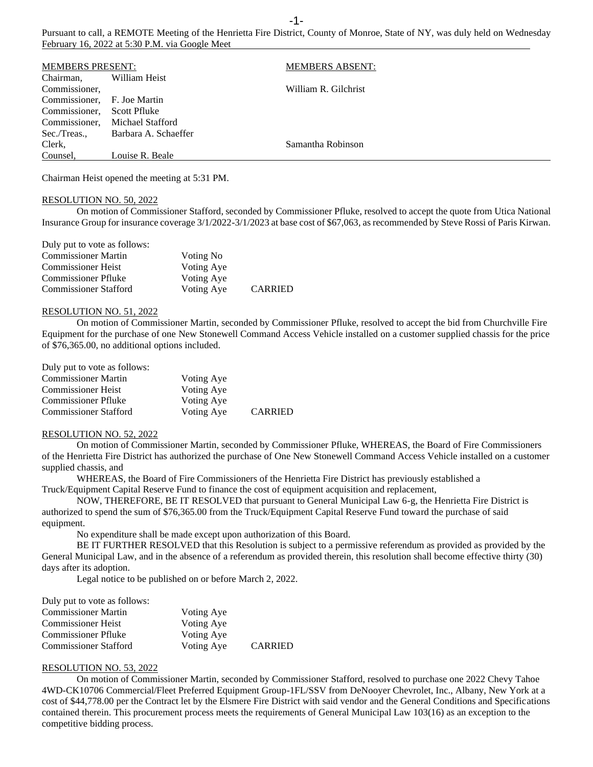Pursuant to call, a REMOTE Meeting of the Henrietta Fire District, County of Monroe, State of NY, was duly held on Wednesday February 16, 2022 at 5:30 P.M. via Google Meet

| MEMBERS PRESENT: | | MEMBERS ABSENT: |
|---|---|---|
| Chairman, | William Heist | |
| Commissioner, | | William R. Gilchrist |
| Commissioner, | F. Joe Martin | |
| Commissioner, | Scott Pfluke | |
| Commissioner, | Michael Stafford | |
| Sec./Treas., | Barbara A. Schaeffer | |
| Clerk, | | Samantha Robinson |
| Counsel, | Louise R. Beale | |

Chairman Heist opened the meeting at 5:31 PM.

RESOLUTION NO. 50, 2022

On motion of Commissioner Stafford, seconded by Commissioner Pfluke, resolved to accept the quote from Utica National Insurance Group for insurance coverage 3/1/2022-3/1/2023 at base cost of $67,063, as recommended by Steve Rossi of Paris Kirwan.

Duly put to vote as follows:

| | | |
|---|---|---|
| Commissioner Martin | Voting No | |
| Commissioner Heist | Voting Aye | |
| Commissioner Pfluke | Voting Aye | |
| Commissioner Stafford | Voting Aye | CARRIED |

RESOLUTION NO. 51, 2022

On motion of Commissioner Martin, seconded by Commissioner Pfluke, resolved to accept the bid from Churchville Fire Equipment for the purchase of one New Stonewell Command Access Vehicle installed on a customer supplied chassis for the price of $76,365.00, no additional options included.

Duly put to vote as follows:

| | | |
|---|---|---|
| Commissioner Martin | Voting Aye | |
| Commissioner Heist | Voting Aye | |
| Commissioner Pfluke | Voting Aye | |
| Commissioner Stafford | Voting Aye | CARRIED |

RESOLUTION NO. 52, 2022

On motion of Commissioner Martin, seconded by Commissioner Pfluke, WHEREAS, the Board of Fire Commissioners of the Henrietta Fire District has authorized the purchase of One New Stonewell Command Access Vehicle installed on a customer supplied chassis, and

WHEREAS, the Board of Fire Commissioners of the Henrietta Fire District has previously established a Truck/Equipment Capital Reserve Fund to finance the cost of equipment acquisition and replacement,

NOW, THEREFORE, BE IT RESOLVED that pursuant to General Municipal Law 6-g, the Henrietta Fire District is authorized to spend the sum of $76,365.00 from the Truck/Equipment Capital Reserve Fund toward the purchase of said equipment.

No expenditure shall be made except upon authorization of this Board.

BE IT FURTHER RESOLVED that this Resolution is subject to a permissive referendum as provided as provided by the General Municipal Law, and in the absence of a referendum as provided therein, this resolution shall become effective thirty (30) days after its adoption.

Legal notice to be published on or before March 2, 2022.

Duly put to vote as follows:

| | | |
|---|---|---|
| Commissioner Martin | Voting Aye | |
| Commissioner Heist | Voting Aye | |
| Commissioner Pfluke | Voting Aye | |
| Commissioner Stafford | Voting Aye | CARRIED |

RESOLUTION NO. 53, 2022

On motion of Commissioner Martin, seconded by Commissioner Stafford, resolved to purchase one 2022 Chevy Tahoe 4WD-CK10706 Commercial/Fleet Preferred Equipment Group-1FL/SSV from DeNooyer Chevrolet, Inc., Albany, New York at a cost of $44,778.00 per the Contract let by the Elsmere Fire District with said vendor and the General Conditions and Specifications contained therein. This procurement process meets the requirements of General Municipal Law 103(16) as an exception to the competitive bidding process.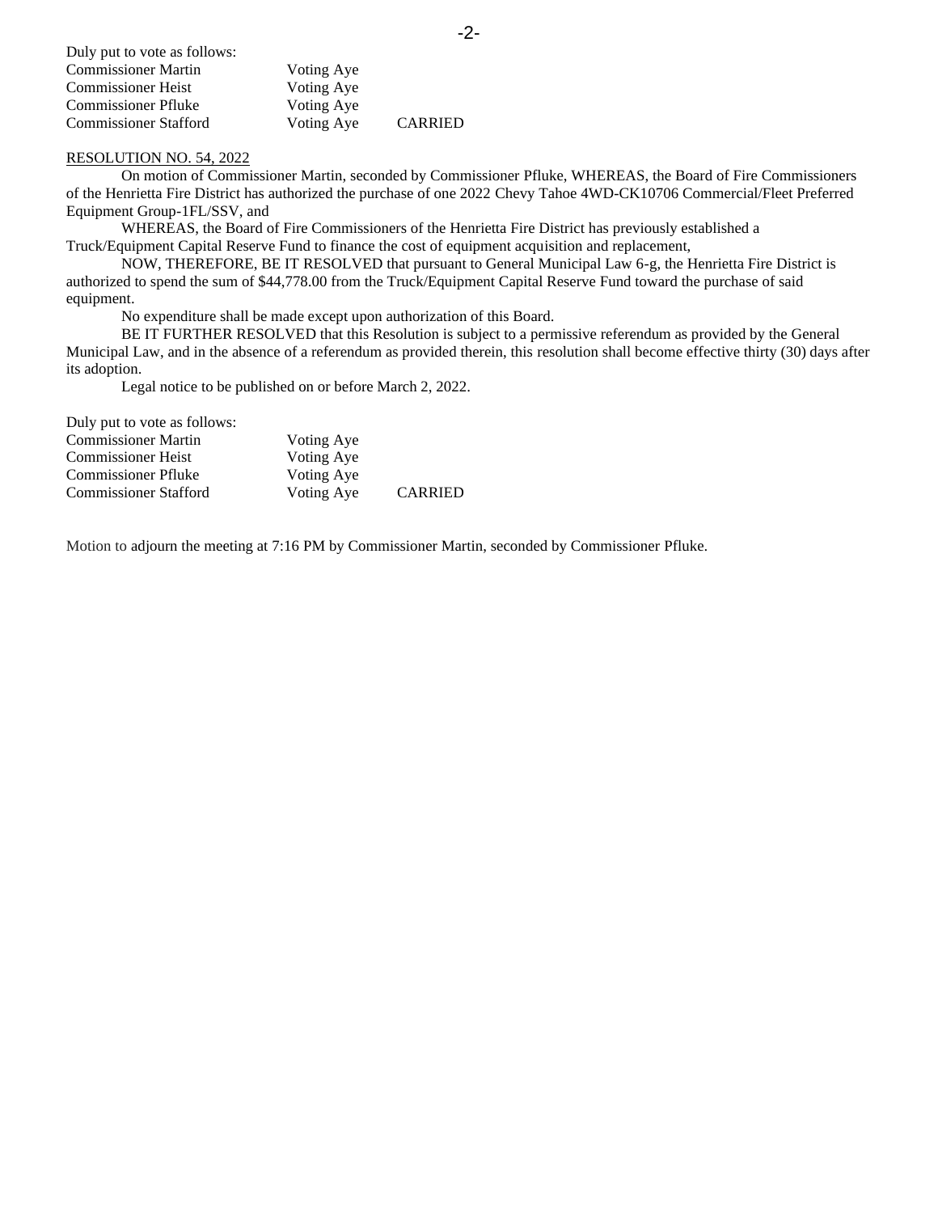Duly put to vote as follows:

| | | |
|---|---|---|
| Commissioner Martin | Voting Aye | |
| Commissioner Heist | Voting Aye | |
| Commissioner Pfluke | Voting Aye | |
| Commissioner Stafford | Voting Aye | CARRIED |

RESOLUTION NO. 54, 2022

On motion of Commissioner Martin, seconded by Commissioner Pfluke, WHEREAS, the Board of Fire Commissioners of the Henrietta Fire District has authorized the purchase of one 2022 Chevy Tahoe 4WD-CK10706 Commercial/Fleet Preferred Equipment Group-1FL/SSV, and

WHEREAS, the Board of Fire Commissioners of the Henrietta Fire District has previously established a Truck/Equipment Capital Reserve Fund to finance the cost of equipment acquisition and replacement,

NOW, THEREFORE, BE IT RESOLVED that pursuant to General Municipal Law 6-g, the Henrietta Fire District is authorized to spend the sum of $44,778.00 from the Truck/Equipment Capital Reserve Fund toward the purchase of said equipment.

No expenditure shall be made except upon authorization of this Board.

BE IT FURTHER RESOLVED that this Resolution is subject to a permissive referendum as provided by the General Municipal Law, and in the absence of a referendum as provided therein, this resolution shall become effective thirty (30) days after its adoption.

Legal notice to be published on or before March 2, 2022.

Duly put to vote as follows:

| | | |
|---|---|---|
| Commissioner Martin | Voting Aye | |
| Commissioner Heist | Voting Aye | |
| Commissioner Pfluke | Voting Aye | |
| Commissioner Stafford | Voting Aye | CARRIED |

Motion to adjourn the meeting at 7:16 PM by Commissioner Martin, seconded by Commissioner Pfluke.